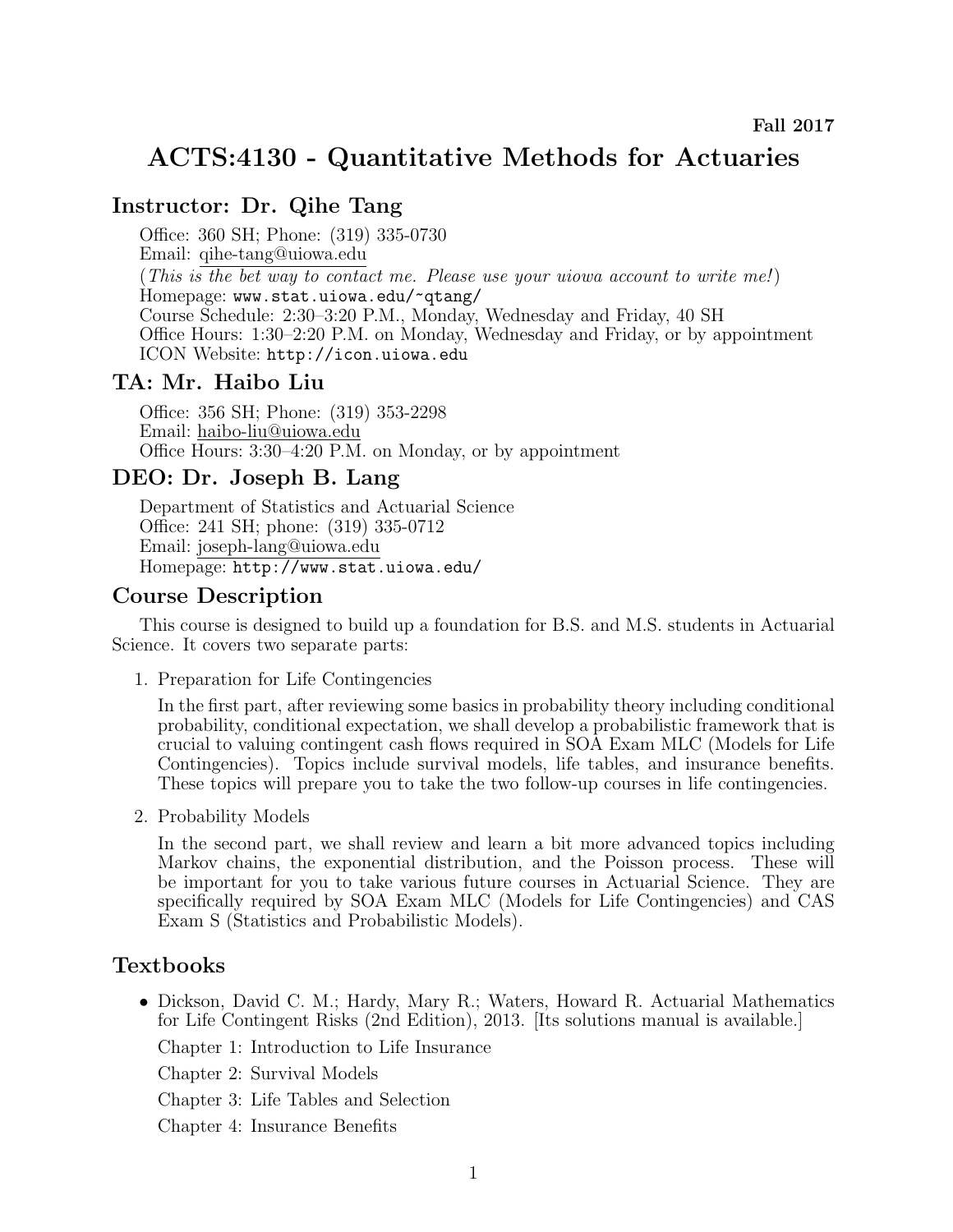**Fall 2017**

# ACTS:4130 - Quantitative Methods for Actuaries

## Instructor: Dr. Qihe Tang

Office: 360 SH; Phone: (319) 335-0730
Email: qihe-tang@uiowa.edu
(*This is the bet way to contact me. Please use your uiowa account to write me!*)
Homepage: `www.stat.uiowa.edu/~qtang/`
Course Schedule: 2:30–3:20 P.M., Monday, Wednesday and Friday, 40 SH
Office Hours: 1:30–2:20 P.M. on Monday, Wednesday and Friday, or by appointment
ICON Website: `http://icon.uiowa.edu`

## TA: Mr. Haibo Liu

Office: 356 SH; Phone: (319) 353-2298
Email: haibo-liu@uiowa.edu
Office Hours: 3:30–4:20 P.M. on Monday, or by appointment

## DEO: Dr. Joseph B. Lang

Department of Statistics and Actuarial Science
Office: 241 SH; phone: (319) 335-0712
Email: joseph-lang@uiowa.edu
Homepage: `http://www.stat.uiowa.edu/`

## Course Description

This course is designed to build up a foundation for B.S. and M.S. students in Actuarial Science. It covers two separate parts:

1. Preparation for Life Contingencies

   In the first part, after reviewing some basics in probability theory including conditional probability, conditional expectation, we shall develop a probabilistic framework that is crucial to valuing contingent cash flows required in SOA Exam MLC (Models for Life Contingencies). Topics include survival models, life tables, and insurance benefits. These topics will prepare you to take the two follow-up courses in life contingencies.

2. Probability Models

   In the second part, we shall review and learn a bit more advanced topics including Markov chains, the exponential distribution, and the Poisson process. These will be important for you to take various future courses in Actuarial Science. They are specifically required by SOA Exam MLC (Models for Life Contingencies) and CAS Exam S (Statistics and Probabilistic Models).

## Textbooks

- Dickson, David C. M.; Hardy, Mary R.; Waters, Howard R. Actuarial Mathematics for Life Contingent Risks (2nd Edition), 2013. [Its solutions manual is available.]

  Chapter 1: Introduction to Life Insurance

  Chapter 2: Survival Models

  Chapter 3: Life Tables and Selection

  Chapter 4: Insurance Benefits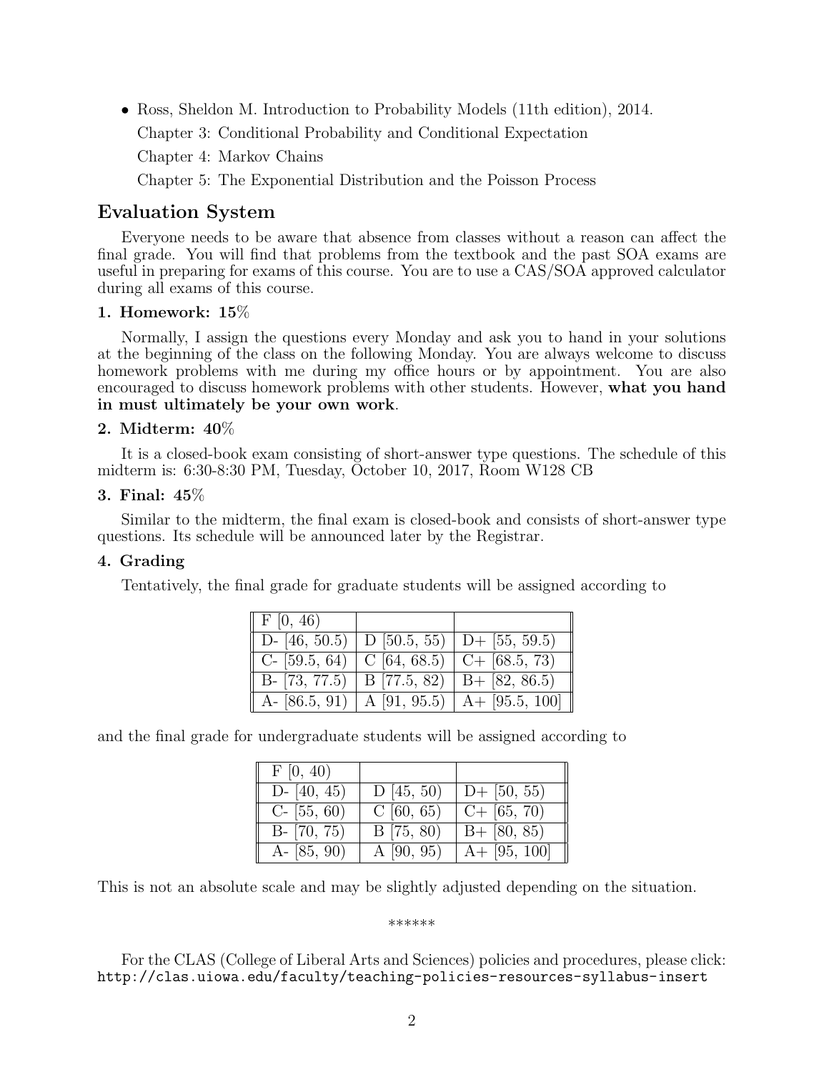- Ross, Sheldon M. Introduction to Probability Models (11th edition), 2014.

  Chapter 3: Conditional Probability and Conditional Expectation

  Chapter 4: Markov Chains

  Chapter 5: The Exponential Distribution and the Poisson Process

## Evaluation System

Everyone needs to be aware that absence from classes without a reason can affect the final grade. You will find that problems from the textbook and the past SOA exams are useful in preparing for exams of this course. You are to use a CAS/SOA approved calculator during all exams of this course.

### 1. Homework: 15%

Normally, I assign the questions every Monday and ask you to hand in your solutions at the beginning of the class on the following Monday. You are always welcome to discuss homework problems with me during my office hours or by appointment. You are also encouraged to discuss homework problems with other students. However, **what you hand in must ultimately be your own work**.

### 2. Midterm: 40%

It is a closed-book exam consisting of short-answer type questions. The schedule of this midterm is: 6:30-8:30 PM, Tuesday, October 10, 2017, Room W128 CB

### 3. Final: 45%

Similar to the midterm, the final exam is closed-book and consists of short-answer type questions. Its schedule will be announced later by the Registrar.

### 4. Grading

Tentatively, the final grade for graduate students will be assigned according to

| | | |
|---|---|---|
| F [0, 46) | | |
| D- [46, 50.5) | D [50.5, 55) | D+ [55, 59.5) |
| C- [59.5, 64) | C [64, 68.5) | C+ [68.5, 73) |
| B- [73, 77.5) | B [77.5, 82) | B+ [82, 86.5) |
| A- [86.5, 91) | A [91, 95.5) | A+ [95.5, 100] |

and the final grade for undergraduate students will be assigned according to

| | | |
|---|---|---|
| F [0, 40) | | |
| D- [40, 45) | D [45, 50) | D+ [50, 55) |
| C- [55, 60) | C [60, 65) | C+ [65, 70) |
| B- [70, 75) | B [75, 80) | B+ [80, 85) |
| A- [85, 90) | A [90, 95) | A+ [95, 100] |

This is not an absolute scale and may be slightly adjusted depending on the situation.

******

For the CLAS (College of Liberal Arts and Sciences) policies and procedures, please click: http://clas.uiowa.edu/faculty/teaching-policies-resources-syllabus-insert